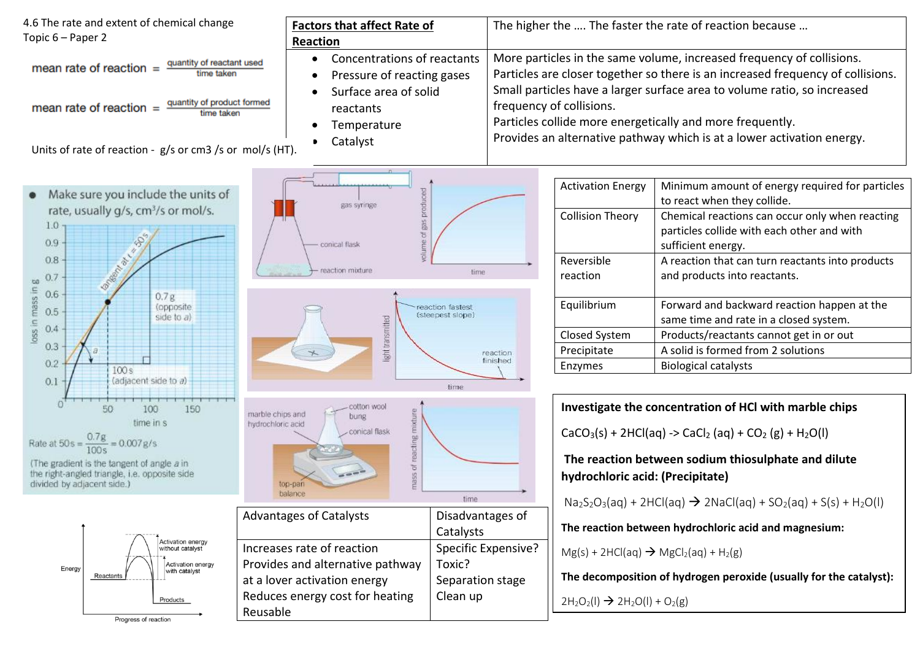4.6 The rate and extent of chemical change
Topic 6 – Paper 2

$$\text{mean rate of reaction} = \frac{\text{quantity of reactant used}}{\text{time taken}}$$

$$\text{mean rate of reaction} = \frac{\text{quantity of product formed}}{\text{time taken}}$$

Units of rate of reaction - g/s or cm3 /s or mol/s (HT).

| Factors that affect Rate of Reaction | The higher the …. The faster the rate of reaction because … |
|---|---|
| • Concentrations of reactants | More particles in the same volume, increased frequency of collisions. |
| • Pressure of reacting gases | Particles are closer together so there is an increased frequency of collisions. |
| • Surface area of solid reactants | Small particles have a larger surface area to volume ratio, so increased frequency of collisions. |
| • Temperature | Particles collide more energetically and more frequently. |
| • Catalyst | Provides an alternative pathway which is at a lower activation energy. |

- Make sure you include the units of rate, usually g/s, $cm^3$/s or mol/s.

Rate at 50s = $\frac{0.7g}{100s}$ = 0.007g/s

(The gradient is the tangent of angle *a* in the right-angled triangle, i.e. opposite side divided by adjacent side.)

| Activation Energy | Minimum amount of energy required for particles to react when they collide. |
|---|---|
| Collision Theory | Chemical reactions can occur only when reacting particles collide with each other and with sufficient energy. |
| Reversible reaction | A reaction that can turn reactants into products and products into reactants. |
| Equilibrium | Forward and backward reaction happen at the same time and rate in a closed system. |
| Closed System | Products/reactants cannot get in or out |
| Precipitate | A solid is formed from 2 solutions |
| Enzymes | Biological catalysts |

| Advantages of Catalysts | Disadvantages of Catalysts |
|---|---|
| Increases rate of reaction<br>Provides and alternative pathway at a lover activation energy<br>Reduces energy cost for heating<br>Reusable | Specific Expensive?<br>Toxic?<br>Separation stage<br>Clean up |

**Investigate the concentration of HCl with marble chips**

$CaCO_3(s) + 2HCl(aq) \rightarrow CaCl_2(aq) + CO_2(g) + H_2O(l)$

**The reaction between sodium thiosulphate and dilute hydrochloric acid: (Precipitate)**

$Na_2S_2O_3(aq) + 2HCl(aq) \rightarrow 2NaCl(aq) + SO_2(aq) + S(s) + H_2O(l)$

**The reaction between hydrochloric acid and magnesium:**

$Mg(s) + 2HCl(aq) \rightarrow MgCl_2(aq) + H_2(g)$

**The decomposition of hydrogen peroxide (usually for the catalyst):**

$2H_2O_2(l) \rightarrow 2H_2O(l) + O_2(g)$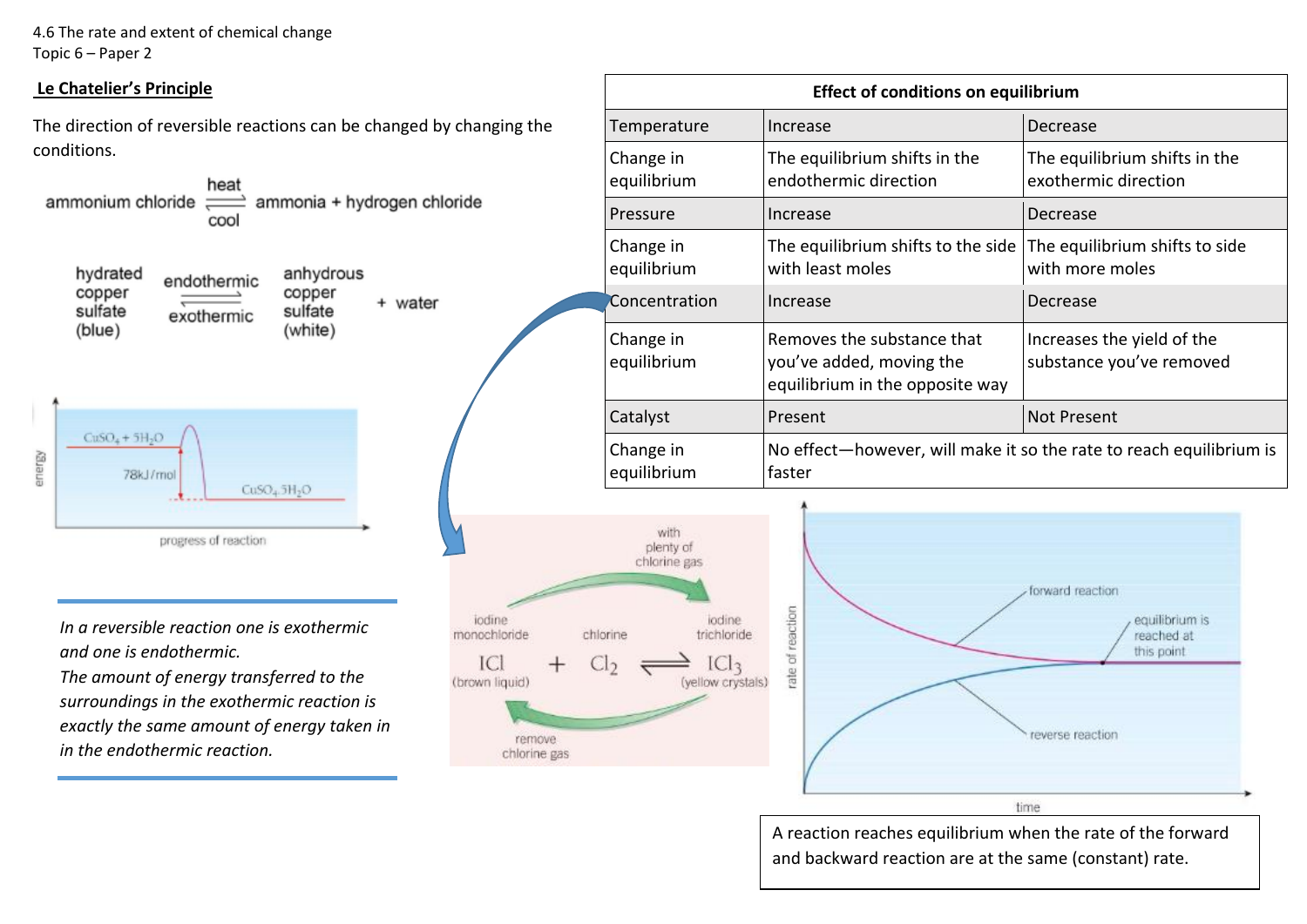4.6 The rate and extent of chemical change
Topic 6 – Paper 2

## Le Chatelier's Principle

The direction of reversible reactions can be changed by changing the conditions.

ammonium chloride $\underset{\text{cool}}{\overset{\text{heat}}{\rightleftharpoons}}$ ammonia + hydrogen chloride

hydrated copper sulfate (blue) $\underset{\text{exothermic}}{\overset{\text{endothermic}}{\rightleftharpoons}}$ anhydrous copper sulfate (white) + water

energy

$CuSO_4 + 5H_2O$

78kJ/mol

$CuSO_4.5H_2O$

progress of reaction

*In a reversible reaction one is exothermic and one is endothermic.*
*The amount of energy transferred to the surroundings in the exothermic reaction is exactly the same amount of energy taken in in the endothermic reaction.*

| Effect of conditions on equilibrium | | |
|---|---|---|
| Temperature | Increase | Decrease |
| Change in equilibrium | The equilibrium shifts in the endothermic direction | The equilibrium shifts in the exothermic direction |
| Pressure | Increase | Decrease |
| Change in equilibrium | The equilibrium shifts to the side with least moles | The equilibrium shifts to side with more moles |
| Concentration | Increase | Decrease |
| Change in equilibrium | Removes the substance that you've added, moving the equilibrium in the opposite way | Increases the yield of the substance you've removed |
| Catalyst | Present | Not Present |
| Change in equilibrium | No effect—however, will make it so the rate to reach equilibrium is faster | |

with plenty of chlorine gas

iodine monochloride | chlorine | iodine trichloride

$ICl + Cl_2 \rightleftharpoons ICl_3$

(brown liquid) | (yellow crystals)

remove chlorine gas

rate of reaction

forward reaction

equilibrium is reached at this point

reverse reaction

time

A reaction reaches equilibrium when the rate of the forward and backward reaction are at the same (constant) rate.